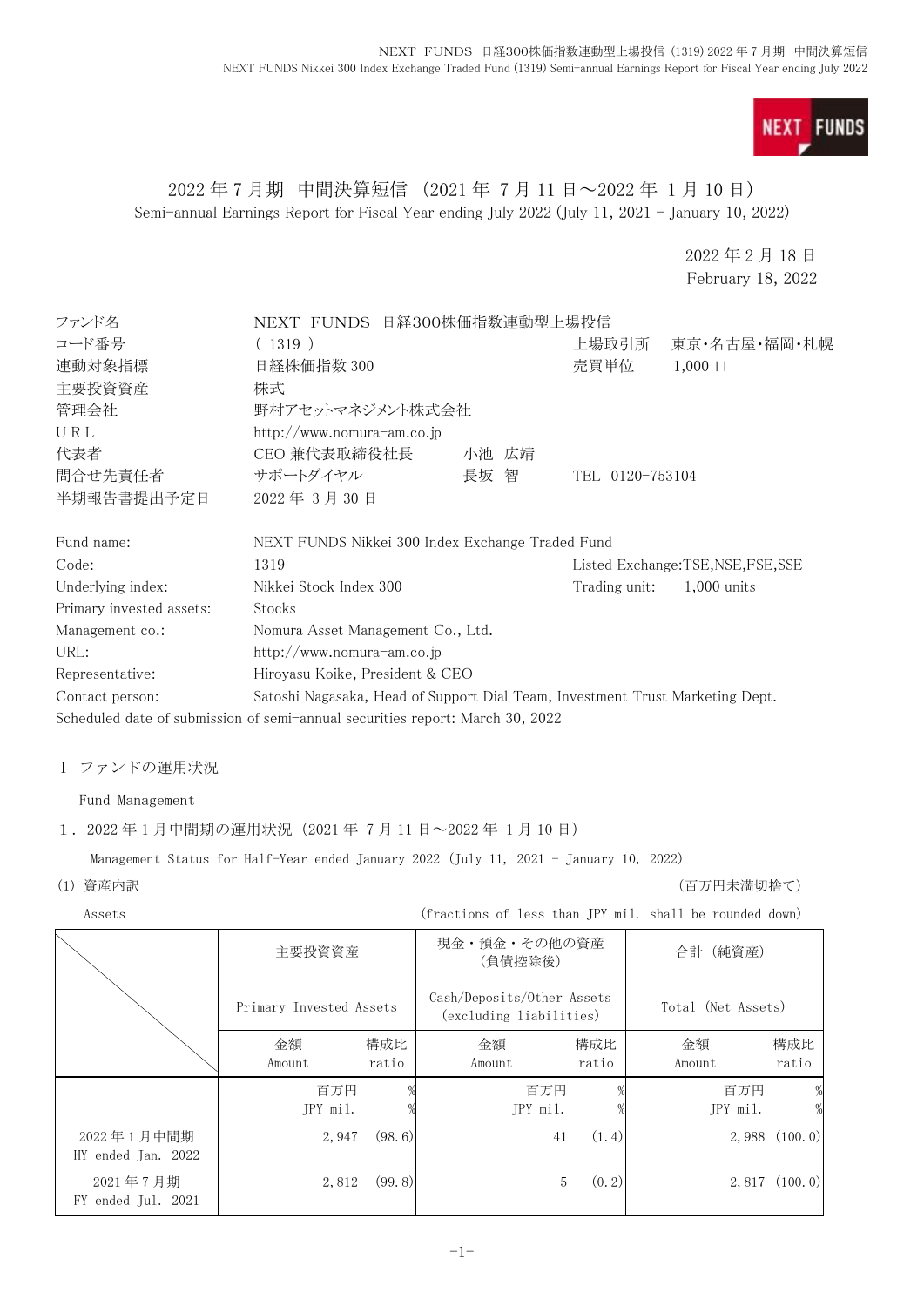# 2022 年 7 月期　中間決算短信（2021 年 7 月 11 日～2022 年 1 月 10 日）

Semi-annual Earnings Report for Fiscal Year ending July 2022 (July 11, 2021 - January 10, 2022)

2022 年 2 月 18 日
February 18, 2022

| | | | |
|---|---|---|---|
| ファンド名 | NEXT FUNDS 日経300株価指数連動型上場投信 | | |
| コード番号 | ( 1319 ) | 上場取引所 | 東京･名古屋･福岡･札幌 |
| 連動対象指標 | 日経株価指数 300 | 売買単位 | 1,000 口 |
| 主要投資資産 | 株式 | | |
| 管理会社 | 野村アセットマネジメント株式会社 | | |
| URL | http://www.nomura-am.co.jp | | |
| 代表者 | CEO 兼代表取締役社長　小池 広靖 | | |
| 問合せ先責任者 | サポートダイヤル　長坂 智 | TEL 0120-753104 | |
| 半期報告書提出予定日 | 2022 年 3 月 30 日 | | |

| | | | |
|---|---|---|---|
| Fund name: | NEXT FUNDS Nikkei 300 Index Exchange Traded Fund | | |
| Code: | 1319 | Listed Exchange: | TSE,NSE,FSE,SSE |
| Underlying index: | Nikkei Stock Index 300 | Trading unit: | 1,000 units |
| Primary invested assets: | Stocks | | |
| Management co.: | Nomura Asset Management Co., Ltd. | | |
| URL: | http://www.nomura-am.co.jp | | |
| Representative: | Hiroyasu Koike, President & CEO | | |
| Contact person: | Satoshi Nagasaka, Head of Support Dial Team, Investment Trust Marketing Dept. | | |

Scheduled date of submission of semi-annual securities report: March 30, 2022

## Ⅰ ファンドの運用状況

Fund Management

### 1．2022 年 1 月中間期の運用状況（2021 年 7 月 11 日～2022 年 1 月 10 日）

Management Status for Half-Year ended January 2022 (July 11, 2021 - January 10, 2022)

(1) 資産内訳　（百万円未満切捨て）

Assets　(fractions of less than JPY mil. shall be rounded down)

| | 主要投資資産 Primary Invested Assets | | 現金・預金・その他の資産（負債控除後） Cash/Deposits/Other Assets (excluding liabilities) | | 合計（純資産） Total (Net Assets) | |
|---|---|---|---|---|---|---|
| | 金額 Amount | 構成比 ratio | 金額 Amount | 構成比 ratio | 金額 Amount | 構成比 ratio |
| | 百万円 JPY mil. | % | 百万円 JPY mil. | % | 百万円 JPY mil. | % |
| 2022 年 1 月中間期 HY ended Jan. 2022 | 2,947 | (98.6) | 41 | (1.4) | 2,988 | (100.0) |
| 2021 年 7 月期 FY ended Jul. 2021 | 2,812 | (99.8) | 5 | (0.2) | 2,817 | (100.0) |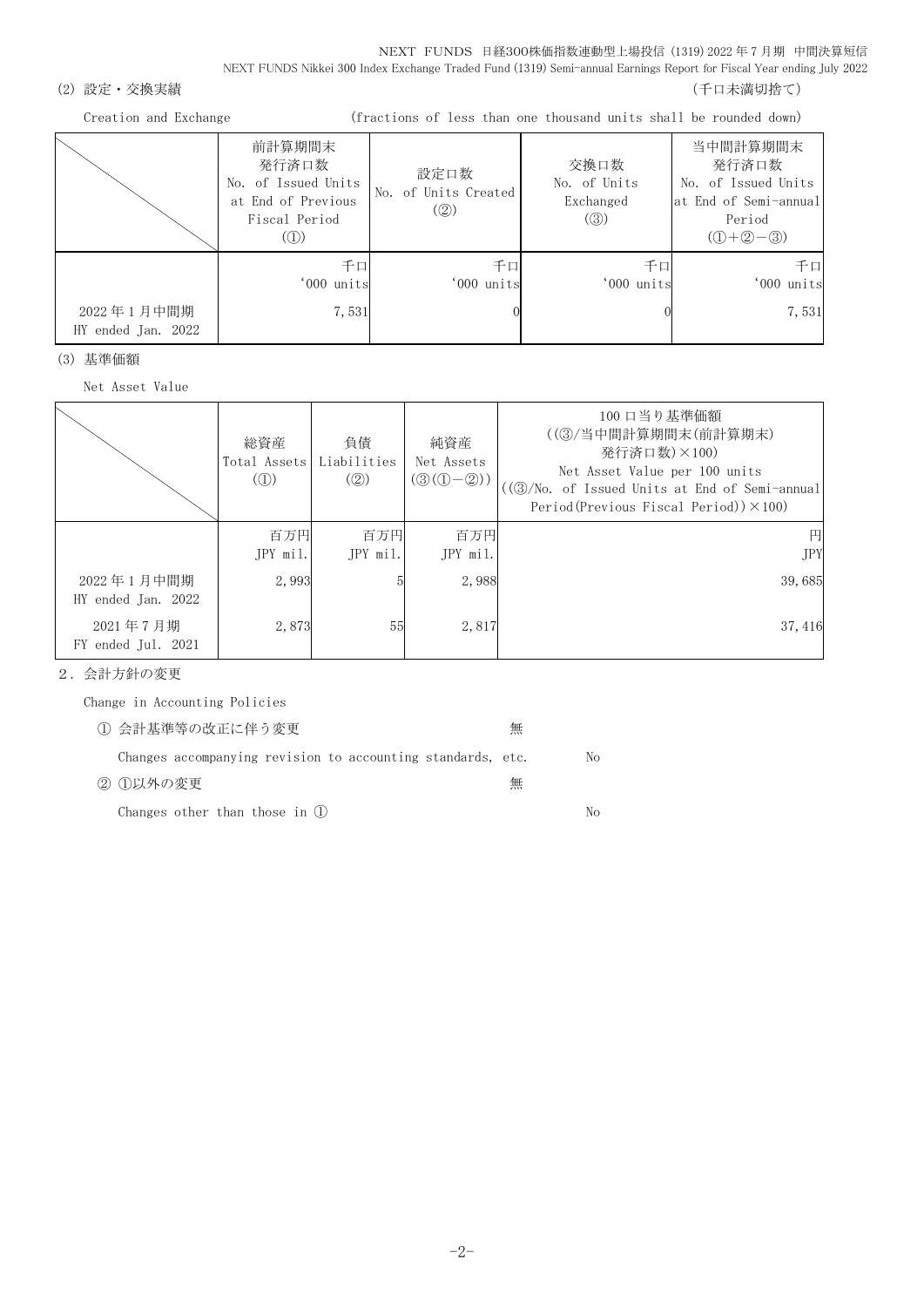(2) 設定・交換実績　　　　　　　　　　　　　　　　　　　　　　　　　　　　　　　（千口未満切捨て）

Creation and Exchange　　　　　　(fractions of less than one thousand units shall be rounded down)

| | 前計算期間末 発行済口数 No. of Issued Units at End of Previous Fiscal Period (①) | 設定口数 No. of Units Created (②) | 交換口数 No. of Units Exchanged (③) | 当中間計算期間末 発行済口数 No. of Issued Units at End of Semi-annual Period (①+②−③) |
|---|---|---|---|---|
| | 千口 '000 units | 千口 '000 units | 千口 '000 units | 千口 '000 units |
| 2022年1月中間期 HY ended Jan. 2022 | 7,531 | 0 | 0 | 7,531 |

(3) 基準価額

Net Asset Value

| | 総資産 Total Assets (①) | 負債 Liabilities (②) | 純資産 Net Assets (③(①−②)) | 100口当り基準価額 ((③/当中間計算期間末(前計算期末)発行済口数)×100) Net Asset Value per 100 units ((③/No. of Issued Units at End of Semi-annual Period(Previous Fiscal Period))×100) |
|---|---|---|---|---|
| | 百万円 JPY mil. | 百万円 JPY mil. | 百万円 JPY mil. | 円 JPY |
| 2022年1月中間期 HY ended Jan. 2022 | 2,993 | 5 | 2,988 | 39,685 |
| 2021年7月期 FY ended Jul. 2021 | 2,873 | 55 | 2,817 | 37,416 |

2．会計方針の変更

Change in Accounting Policies

① 会計基準等の改正に伴う変更　　無

Changes accompanying revision to accounting standards, etc.　　No

② ①以外の変更　　無

Changes other than those in ①　　No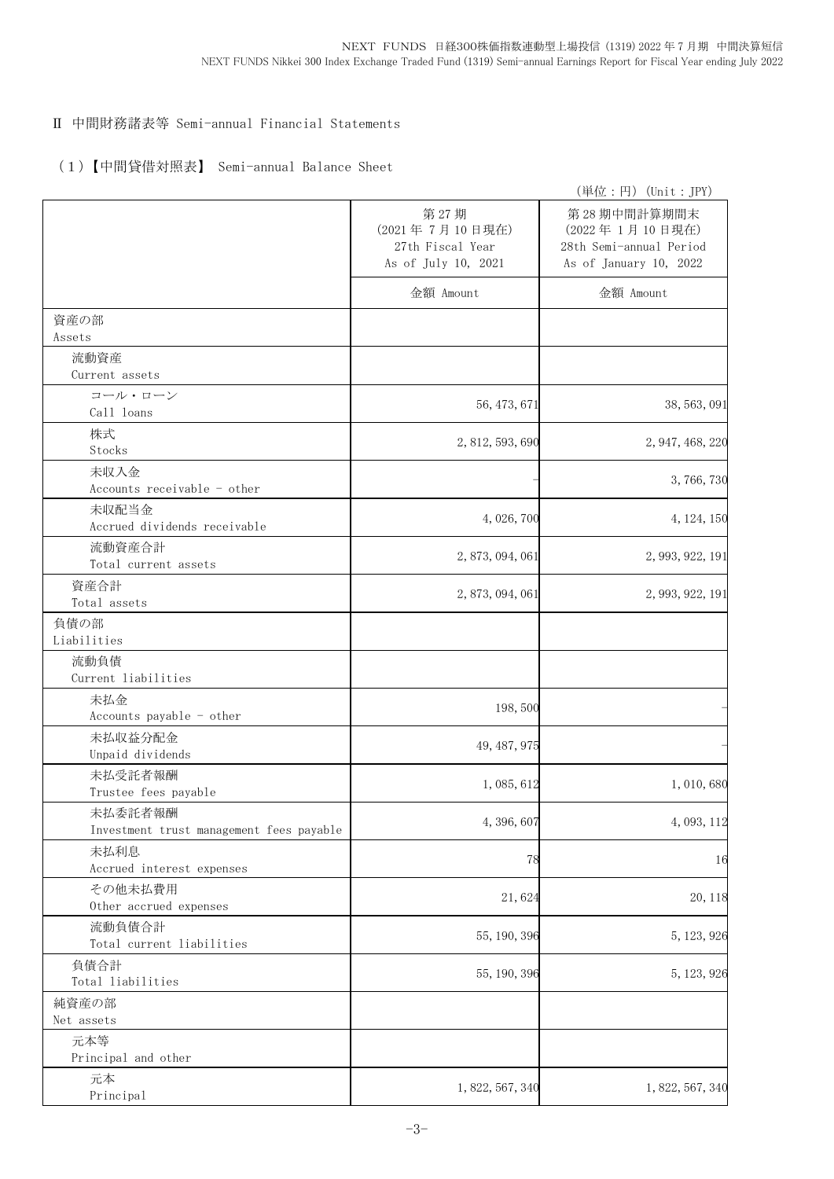## Ⅱ 中間財務諸表等 Semi-annual Financial Statements

### （1）【中間貸借対照表】 Semi-annual Balance Sheet

（単位：円） (Unit：JPY)

| | 第27期<br>(2021年7月10日現在)<br>27th Fiscal Year<br>As of July 10, 2021 | 第28期中間計算期間末<br>(2022年1月10日現在)<br>28th Semi-annual Period<br>As of January 10, 2022 |
|---|---|---|
| | 金額 Amount | 金額 Amount |
| 資産の部<br>Assets | | |
| 流動資産<br>Current assets | | |
| コール・ローン<br>Call loans | 56,473,671 | 38,563,091 |
| 株式<br>Stocks | 2,812,593,690 | 2,947,468,220 |
| 未収入金<br>Accounts receivable - other | - | 3,766,730 |
| 未収配当金<br>Accrued dividends receivable | 4,026,700 | 4,124,150 |
| 流動資産合計<br>Total current assets | 2,873,094,061 | 2,993,922,191 |
| 資産合計<br>Total assets | 2,873,094,061 | 2,993,922,191 |
| 負債の部<br>Liabilities | | |
| 流動負債<br>Current liabilities | | |
| 未払金<br>Accounts payable - other | 198,500 | - |
| 未払収益分配金<br>Unpaid dividends | 49,487,975 | - |
| 未払受託者報酬<br>Trustee fees payable | 1,085,612 | 1,010,680 |
| 未払委託者報酬<br>Investment trust management fees payable | 4,396,607 | 4,093,112 |
| 未払利息<br>Accrued interest expenses | 78 | 16 |
| その他未払費用<br>Other accrued expenses | 21,624 | 20,118 |
| 流動負債合計<br>Total current liabilities | 55,190,396 | 5,123,926 |
| 負債合計<br>Total liabilities | 55,190,396 | 5,123,926 |
| 純資産の部<br>Net assets | | |
| 元本等<br>Principal and other | | |
| 元本<br>Principal | 1,822,567,340 | 1,822,567,340 |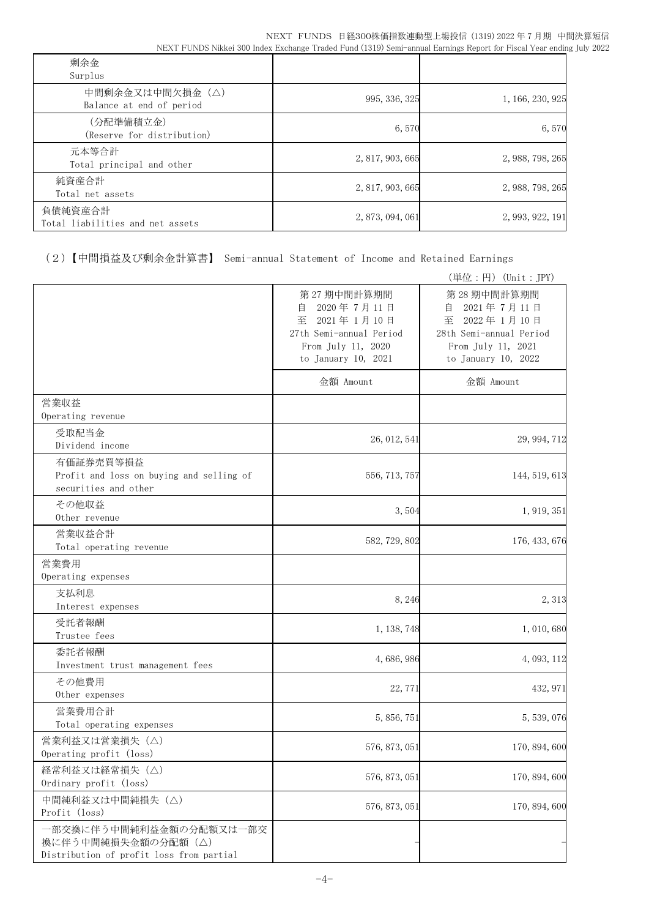| | | |
|---|---|---|
| 剰余金<br>Surplus | | |
| 中間剰余金又は中間欠損金（△）<br>Balance at end of period | 995,336,325 | 1,166,230,925 |
| （分配準備積立金）<br>(Reserve for distribution) | 6,570 | 6,570 |
| 元本等合計<br>Total principal and other | 2,817,903,665 | 2,988,798,265 |
| 純資産合計<br>Total net assets | 2,817,903,665 | 2,988,798,265 |
| 負債純資産合計<br>Total liabilities and net assets | 2,873,094,061 | 2,993,922,191 |

（2）【中間損益及び剰余金計算書】 Semi-annual Statement of Income and Retained Earnings

（単位：円）(Unit：JPY)

| | 第27期中間計算期間<br>自 2020年7月11日<br>至 2021年1月10日<br>27th Semi-annual Period<br>From July 11, 2020<br>to January 10, 2021 | 第28期中間計算期間<br>自 2021年7月11日<br>至 2022年1月10日<br>28th Semi-annual Period<br>From July 11, 2021<br>to January 10, 2022 |
|---|---|---|
| | 金額 Amount | 金額 Amount |
| 営業収益<br>Operating revenue | | |
| 受取配当金<br>Dividend income | 26,012,541 | 29,994,712 |
| 有価証券売買等損益<br>Profit and loss on buying and selling of securities and other | 556,713,757 | 144,519,613 |
| その他収益<br>Other revenue | 3,504 | 1,919,351 |
| 営業収益合計<br>Total operating revenue | 582,729,802 | 176,433,676 |
| 営業費用<br>Operating expenses | | |
| 支払利息<br>Interest expenses | 8,246 | 2,313 |
| 受託者報酬<br>Trustee fees | 1,138,748 | 1,010,680 |
| 委託者報酬<br>Investment trust management fees | 4,686,986 | 4,093,112 |
| その他費用<br>Other expenses | 22,771 | 432,971 |
| 営業費用合計<br>Total operating expenses | 5,856,751 | 5,539,076 |
| 営業利益又は営業損失（△）<br>Operating profit (loss) | 576,873,051 | 170,894,600 |
| 経常利益又は経常損失（△）<br>Ordinary profit (loss) | 576,873,051 | 170,894,600 |
| 中間純利益又は中間純損失（△）<br>Profit (loss) | 576,873,051 | 170,894,600 |
| 一部交換に伴う中間純利益金額の分配額又は一部交換に伴う中間純損失金額の分配額（△）<br>Distribution of profit loss from partial | - | - |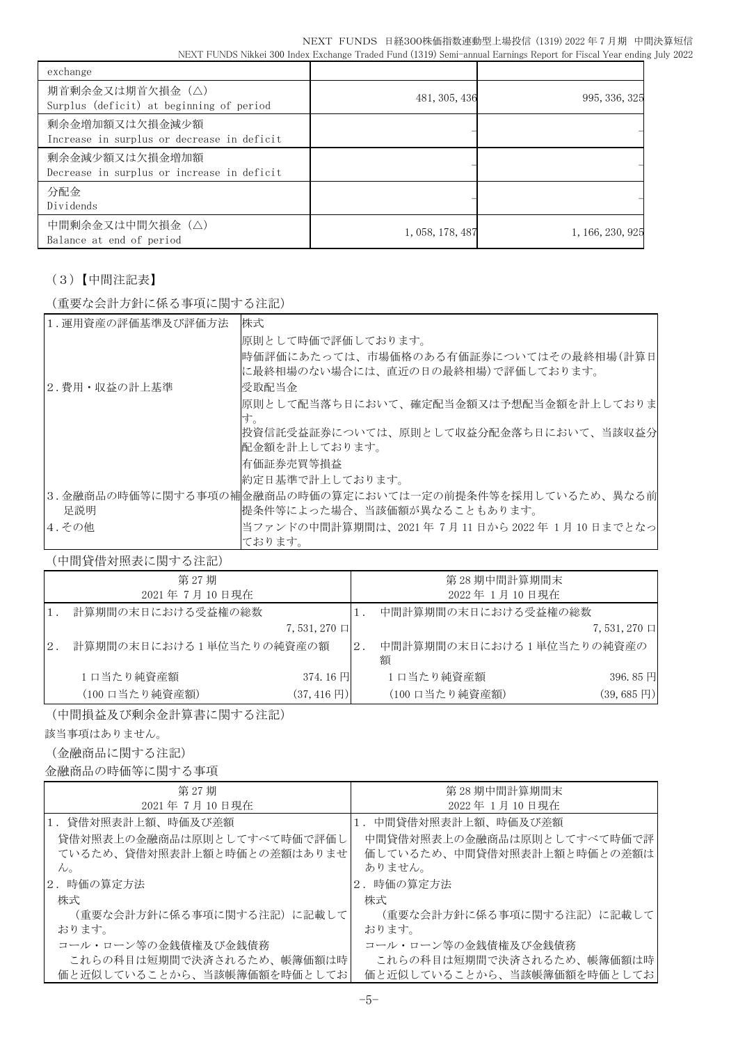| exchange | | |
|---|---|---|
| 期首剰余金又は期首欠損金（△）<br>Surplus (deficit) at beginning of period | 481, 305, 436 | 995, 336, 325 |
| 剰余金増加額又は欠損金減少額<br>Increase in surplus or decrease in deficit | – | – |
| 剰余金減少額又は欠損金増加額<br>Decrease in surplus or increase in deficit | – | – |
| 分配金<br>Dividends | – | – |
| 中間剰余金又は中間欠損金（△）<br>Balance at end of period | 1, 058, 178, 487 | 1, 166, 230, 925 |

（3）【中間注記表】

（重要な会計方針に係る事項に関する注記）

| | |
|---|---|
| 1．運用資産の評価基準及び評価方法 | 株式<br>原則として時価で評価しております。<br>時価評価にあたっては、市場価格のある有価証券についてはその最終相場(計算日に最終相場のない場合には、直近の日の最終相場)で評価しております。 |
| 2．費用・収益の計上基準 | 受取配当金<br>原則として配当落ち日において、確定配当金額又は予想配当金額を計上しております。<br>投資信託受益証券については、原則として収益分配金落ち日において、当該収益分配金額を計上しております。<br>有価証券売買等損益<br>約定日基準で計上しております。 |
| 3．金融商品の時価等に関する事項の補足説明 | 金融商品の時価の算定においては一定の前提条件等を採用しているため、異なる前提条件等によった場合、当該価額が異なることもあります。 |
| 4．その他 | 当ファンドの中間計算期間は、2021 年 7 月 11 日から 2022 年 1 月 10 日までとなっております。 |

（中間貸借対照表に関する注記）

| 第 27 期<br>2021 年 7 月 10 日現在 | | 第 28 期中間計算期間末<br>2022 年 1 月 10 日現在 | |
|---|---|---|---|
| 1．　計算期間の末日における受益権の総数 | | 1．　中間計算期間の末日における受益権の総数 | |
| | 7, 531, 270 口 | | 7, 531, 270 口 |
| 2．　計算期間の末日における 1 単位当たりの純資産の額 | | 2．　中間計算期間の末日における 1 単位当たりの純資産の額 | |
| 1 口当たり純資産額 | 374. 16 円 | 1 口当たり純資産額 | 396. 85 円 |
| (100 口当たり純資産額) | (37, 416 円) | (100 口当たり純資産額) | (39, 685 円) |

（中間損益及び剰余金計算書に関する注記）

該当事項はありません。

（金融商品に関する注記）

金融商品の時価等に関する事項

| 第 27 期<br>2021 年 7 月 10 日現在 | 第 28 期中間計算期間末<br>2022 年 1 月 10 日現在 |
|---|---|
| 1．貸借対照表計上額、時価及び差額<br>貸借対照表上の金融商品は原則としてすべて時価で評価しているため、貸借対照表計上額と時価との差額はありません。 | 1．中間貸借対照表計上額、時価及び差額<br>中間貸借対照表上の金融商品は原則としてすべて時価で評価しているため、中間貸借対照表計上額と時価との差額はありません。 |
| 2．時価の算定方法<br>株式<br>（重要な会計方針に係る事項に関する注記）に記載しております。<br>コール・ローン等の金銭債権及び金銭債務<br>これらの科目は短期間で決済されるため、帳簿価額は時価と近似していることから、当該帳簿価額を時価としてお | 2．時価の算定方法<br>株式<br>（重要な会計方針に係る事項に関する注記）に記載しております。<br>コール・ローン等の金銭債権及び金銭債務<br>これらの科目は短期間で決済されるため、帳簿価額は時価と近似していることから、当該帳簿価額を時価としてお |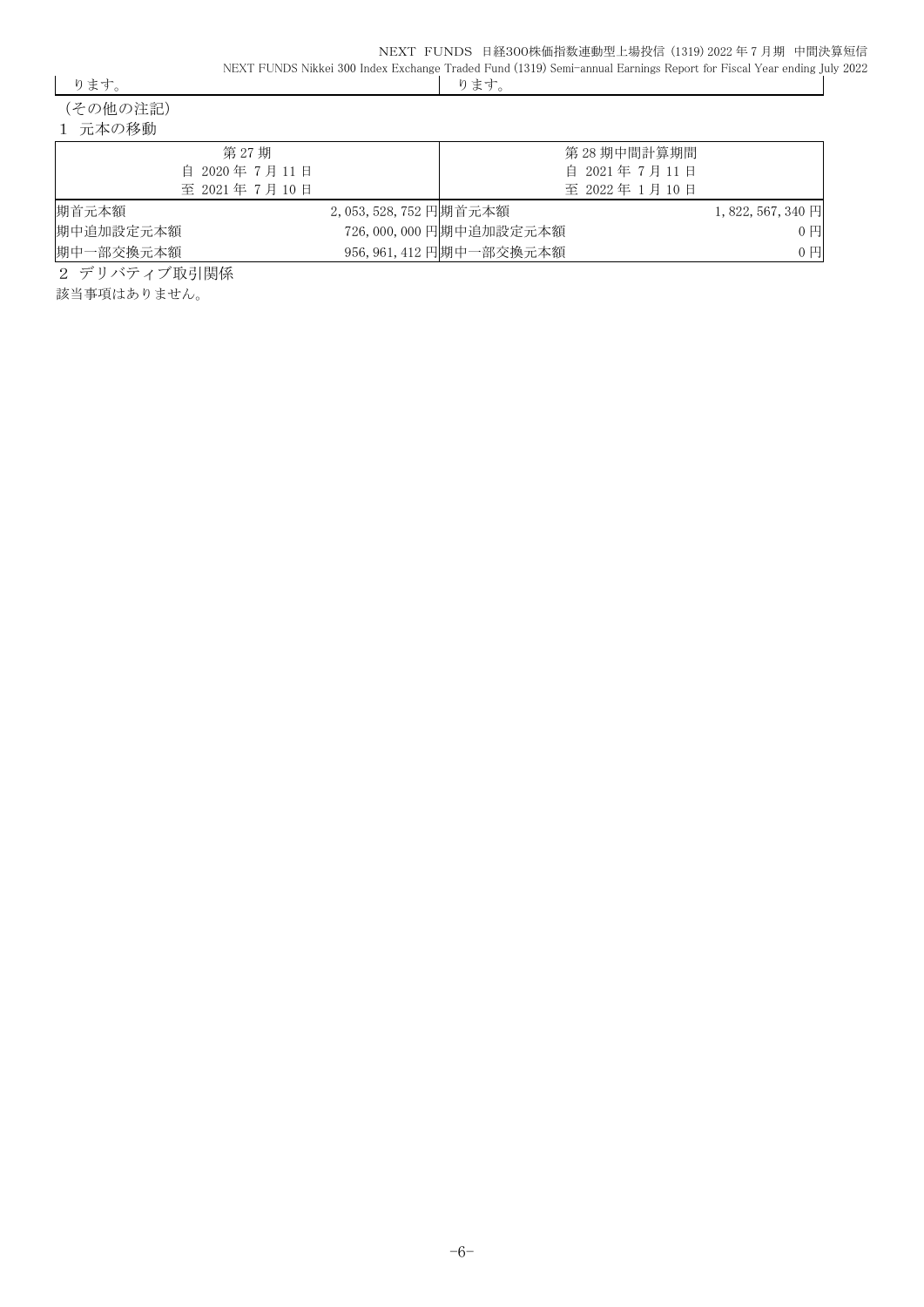| ります。 | ります。 |
|---|---|

（その他の注記）

1 元本の移動

| 第27期<br>自 2020年7月11日<br>至 2021年7月10日 | | 第28期中間計算期間<br>自 2021年7月11日<br>至 2022年1月10日 | |
|---|---|---|---|
| 期首元本額 | 2,053,528,752円 | 期首元本額 | 1,822,567,340円 |
| 期中追加設定元本額 | 726,000,000円 | 期中追加設定元本額 | 0円 |
| 期中一部交換元本額 | 956,961,412円 | 期中一部交換元本額 | 0円 |

2 デリバティブ取引関係

該当事項はありません。